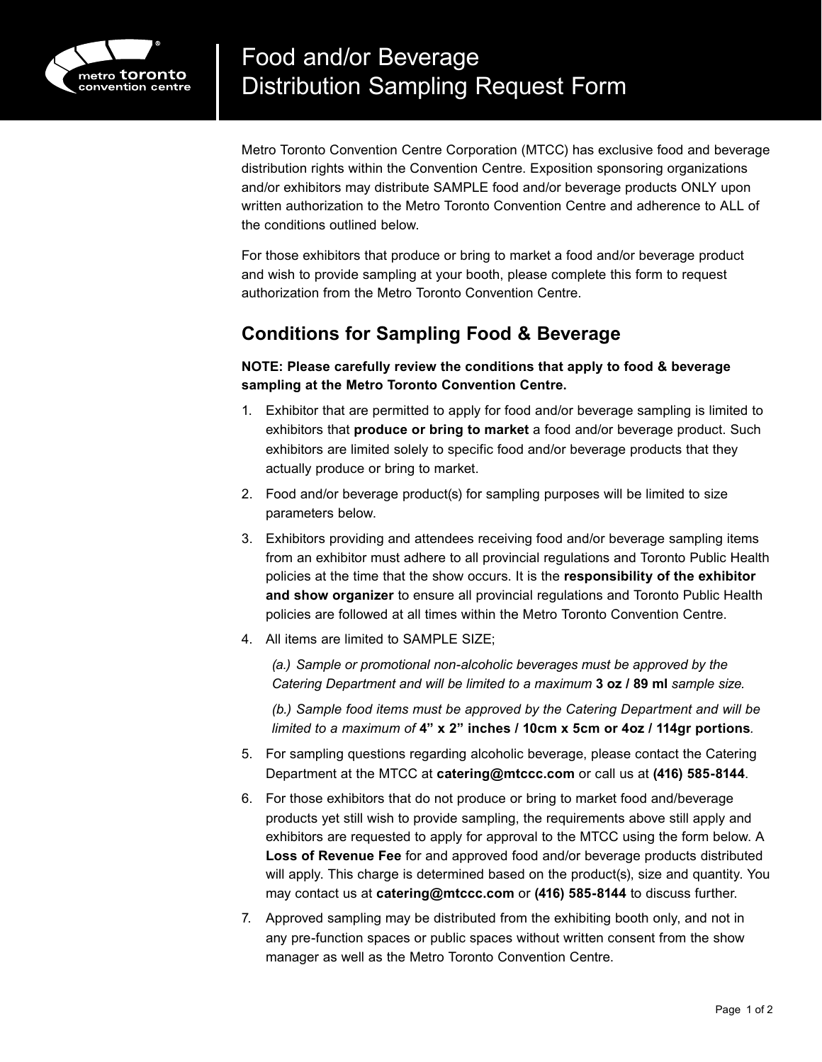# Food and/or Beverage Distribution Sampling Request Form

Metro Toronto Convention Centre Corporation (MTCC) has exclusive food and beverage distribution rights within the Convention Centre. Exposition sponsoring organizations and/or exhibitors may distribute SAMPLE food and/or beverage products ONLY upon written authorization to the Metro Toronto Convention Centre and adherence to ALL of the conditions outlined below.

For those exhibitors that produce or bring to market a food and/or beverage product and wish to provide sampling at your booth, please complete this form to request authorization from the Metro Toronto Convention Centre.

## Conditions for Sampling Food & Beverage

**NOTE: Please carefully review the conditions that apply to food & beverage sampling at the Metro Toronto Convention Centre.**

1. Exhibitor that are permitted to apply for food and/or beverage sampling is limited to exhibitors that **produce or bring to market** a food and/or beverage product. Such exhibitors are limited solely to specific food and/or beverage products that they actually produce or bring to market.
2. Food and/or beverage product(s) for sampling purposes will be limited to size parameters below.
3. Exhibitors providing and attendees receiving food and/or beverage sampling items from an exhibitor must adhere to all provincial regulations and Toronto Public Health policies at the time that the show occurs. It is the **responsibility of the exhibitor and show organizer** to ensure all provincial regulations and Toronto Public Health policies are followed at all times within the Metro Toronto Convention Centre.
4. All items are limited to SAMPLE SIZE;

   *(a.) Sample or promotional non-alcoholic beverages must be approved by the Catering Department and will be limited to a maximum* **3 oz / 89 ml** *sample size.*

   *(b.) Sample food items must be approved by the Catering Department and will be limited to a maximum of* **4" x 2" inches / 10cm x 5cm or 4oz / 114gr portions**.
5. For sampling questions regarding alcoholic beverage, please contact the Catering Department at the MTCC at **catering@mtccc.com** or call us at **(416) 585-8144**.
6. For those exhibitors that do not produce or bring to market food and/beverage products yet still wish to provide sampling, the requirements above still apply and exhibitors are requested to apply for approval to the MTCC using the form below. A **Loss of Revenue Fee** for and approved food and/or beverage products distributed will apply. This charge is determined based on the product(s), size and quantity. You may contact us at **catering@mtccc.com** or **(416) 585-8144** to discuss further.
7. Approved sampling may be distributed from the exhibiting booth only, and not in any pre-function spaces or public spaces without written consent from the show manager as well as the Metro Toronto Convention Centre.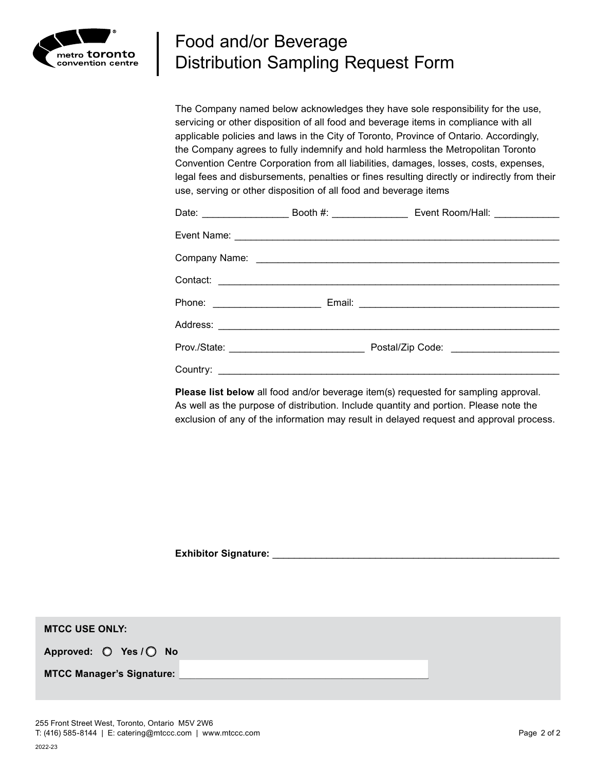metro toronto convention centre

# Food and/or Beverage Distribution Sampling Request Form

The Company named below acknowledges they have sole responsibility for the use, servicing or other disposition of all food and beverage items in compliance with all applicable policies and laws in the City of Toronto, Province of Ontario. Accordingly, the Company agrees to fully indemnify and hold harmless the Metropolitan Toronto Convention Centre Corporation from all liabilities, damages, losses, costs, expenses, legal fees and disbursements, penalties or fines resulting directly or indirectly from their use, serving or other disposition of all food and beverage items

Date: ________________ Booth #: ______________ Event Room/Hall: ____________

Event Name: ____________________________________________________________

Company Name: _________________________________________________________

Contact: ________________________________________________________________

Phone: ____________________ Email: ____________________________________

Address: ________________________________________________________________

Prov./State: _________________________ Postal/Zip Code: ____________________

Country: ________________________________________________________________

**Please list below** all food and/or beverage item(s) requested for sampling approval. As well as the purpose of distribution. Include quantity and portion. Please note the exclusion of any of the information may result in delayed request and approval process.

**Exhibitor Signature:** ______________________________________________________

**MTCC USE ONLY:**

**Approved:** ◯ **Yes** / ◯ **No**

**MTCC Manager's Signature:** ____________________________________________

255 Front Street West, Toronto, Ontario M5V 2W6
T: (416) 585-8144 | E: catering@mtccc.com | www.mtccc.com

2022-23